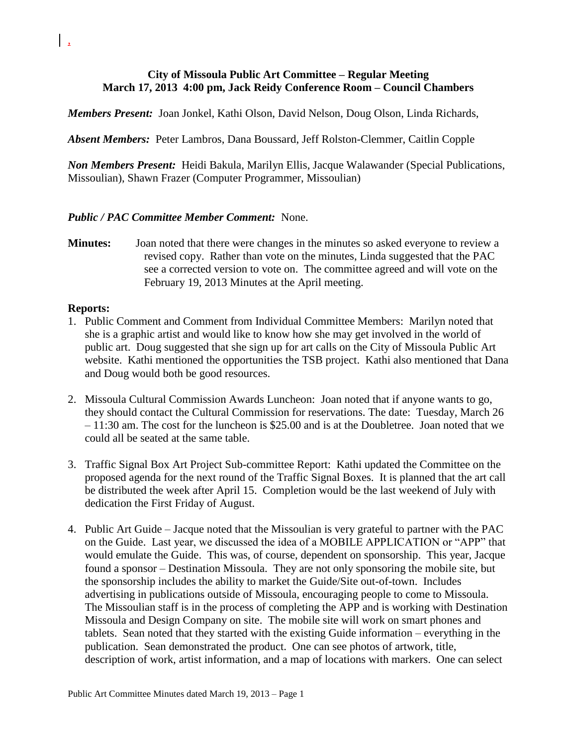**City of Missoula Public Art Committee – Regular Meeting**
**March 17, 2013 4:00 pm, Jack Reidy Conference Room – Council Chambers**

***Members Present:*** Joan Jonkel, Kathi Olson, David Nelson, Doug Olson, Linda Richards,

***Absent Members:*** Peter Lambros, Dana Boussard, Jeff Rolston-Clemmer, Caitlin Copple

***Non Members Present:*** Heidi Bakula, Marilyn Ellis, Jacque Walawander (Special Publications, Missoulian), Shawn Frazer (Computer Programmer, Missoulian)

***Public / PAC Committee Member Comment:*** None.

**Minutes:** Joan noted that there were changes in the minutes so asked everyone to review a revised copy. Rather than vote on the minutes, Linda suggested that the PAC see a corrected version to vote on. The committee agreed and will vote on the February 19, 2013 Minutes at the April meeting.

**Reports:**

1. Public Comment and Comment from Individual Committee Members: Marilyn noted that she is a graphic artist and would like to know how she may get involved in the world of public art. Doug suggested that she sign up for art calls on the City of Missoula Public Art website. Kathi mentioned the opportunities the TSB project. Kathi also mentioned that Dana and Doug would both be good resources.

2. Missoula Cultural Commission Awards Luncheon: Joan noted that if anyone wants to go, they should contact the Cultural Commission for reservations. The date: Tuesday, March 26 – 11:30 am. The cost for the luncheon is $25.00 and is at the Doubletree. Joan noted that we could all be seated at the same table.

3. Traffic Signal Box Art Project Sub-committee Report: Kathi updated the Committee on the proposed agenda for the next round of the Traffic Signal Boxes. It is planned that the art call be distributed the week after April 15. Completion would be the last weekend of July with dedication the First Friday of August.

4. Public Art Guide – Jacque noted that the Missoulian is very grateful to partner with the PAC on the Guide. Last year, we discussed the idea of a MOBILE APPLICATION or "APP" that would emulate the Guide. This was, of course, dependent on sponsorship. This year, Jacque found a sponsor – Destination Missoula. They are not only sponsoring the mobile site, but the sponsorship includes the ability to market the Guide/Site out-of-town. Includes advertising in publications outside of Missoula, encouraging people to come to Missoula. The Missoulian staff is in the process of completing the APP and is working with Destination Missoula and Design Company on site. The mobile site will work on smart phones and tablets. Sean noted that they started with the existing Guide information – everything in the publication. Sean demonstrated the product. One can see photos of artwork, title, description of work, artist information, and a map of locations with markers. One can select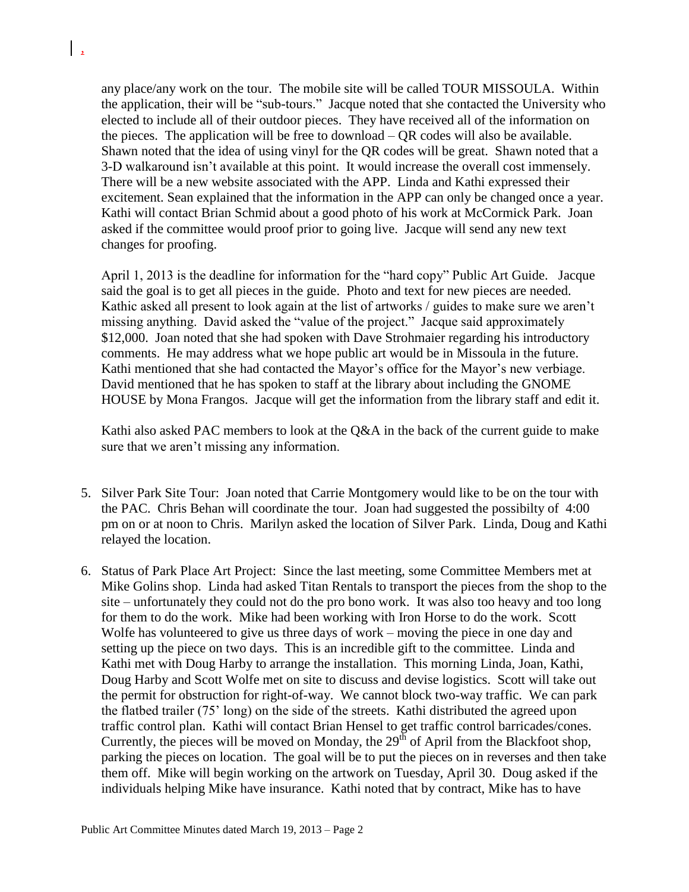any place/any work on the tour. The mobile site will be called TOUR MISSOULA. Within the application, their will be "sub-tours." Jacque noted that she contacted the University who elected to include all of their outdoor pieces. They have received all of the information on the pieces. The application will be free to download – QR codes will also be available. Shawn noted that the idea of using vinyl for the QR codes will be great. Shawn noted that a 3-D walkaround isn't available at this point. It would increase the overall cost immensely. There will be a new website associated with the APP. Linda and Kathi expressed their excitement. Sean explained that the information in the APP can only be changed once a year. Kathi will contact Brian Schmid about a good photo of his work at McCormick Park. Joan asked if the committee would proof prior to going live. Jacque will send any new text changes for proofing.

April 1, 2013 is the deadline for information for the "hard copy" Public Art Guide. Jacque said the goal is to get all pieces in the guide. Photo and text for new pieces are needed. Kathic asked all present to look again at the list of artworks / guides to make sure we aren't missing anything. David asked the "value of the project." Jacque said approximately \$12,000. Joan noted that she had spoken with Dave Strohmaier regarding his introductory comments. He may address what we hope public art would be in Missoula in the future. Kathi mentioned that she had contacted the Mayor's office for the Mayor's new verbiage. David mentioned that he has spoken to staff at the library about including the GNOME HOUSE by Mona Frangos. Jacque will get the information from the library staff and edit it.

Kathi also asked PAC members to look at the Q&A in the back of the current guide to make sure that we aren't missing any information.

5. Silver Park Site Tour: Joan noted that Carrie Montgomery would like to be on the tour with the PAC. Chris Behan will coordinate the tour. Joan had suggested the possibilty of 4:00 pm on or at noon to Chris. Marilyn asked the location of Silver Park. Linda, Doug and Kathi relayed the location.

6. Status of Park Place Art Project: Since the last meeting, some Committee Members met at Mike Golins shop. Linda had asked Titan Rentals to transport the pieces from the shop to the site – unfortunately they could not do the pro bono work. It was also too heavy and too long for them to do the work. Mike had been working with Iron Horse to do the work. Scott Wolfe has volunteered to give us three days of work – moving the piece in one day and setting up the piece on two days. This is an incredible gift to the committee. Linda and Kathi met with Doug Harby to arrange the installation. This morning Linda, Joan, Kathi, Doug Harby and Scott Wolfe met on site to discuss and devise logistics. Scott will take out the permit for obstruction for right-of-way. We cannot block two-way traffic. We can park the flatbed trailer (75' long) on the side of the streets. Kathi distributed the agreed upon traffic control plan. Kathi will contact Brian Hensel to get traffic control barricades/cones. Currently, the pieces will be moved on Monday, the 29th of April from the Blackfoot shop, parking the pieces on location. The goal will be to put the pieces on in reverses and then take them off. Mike will begin working on the artwork on Tuesday, April 30. Doug asked if the individuals helping Mike have insurance. Kathi noted that by contract, Mike has to have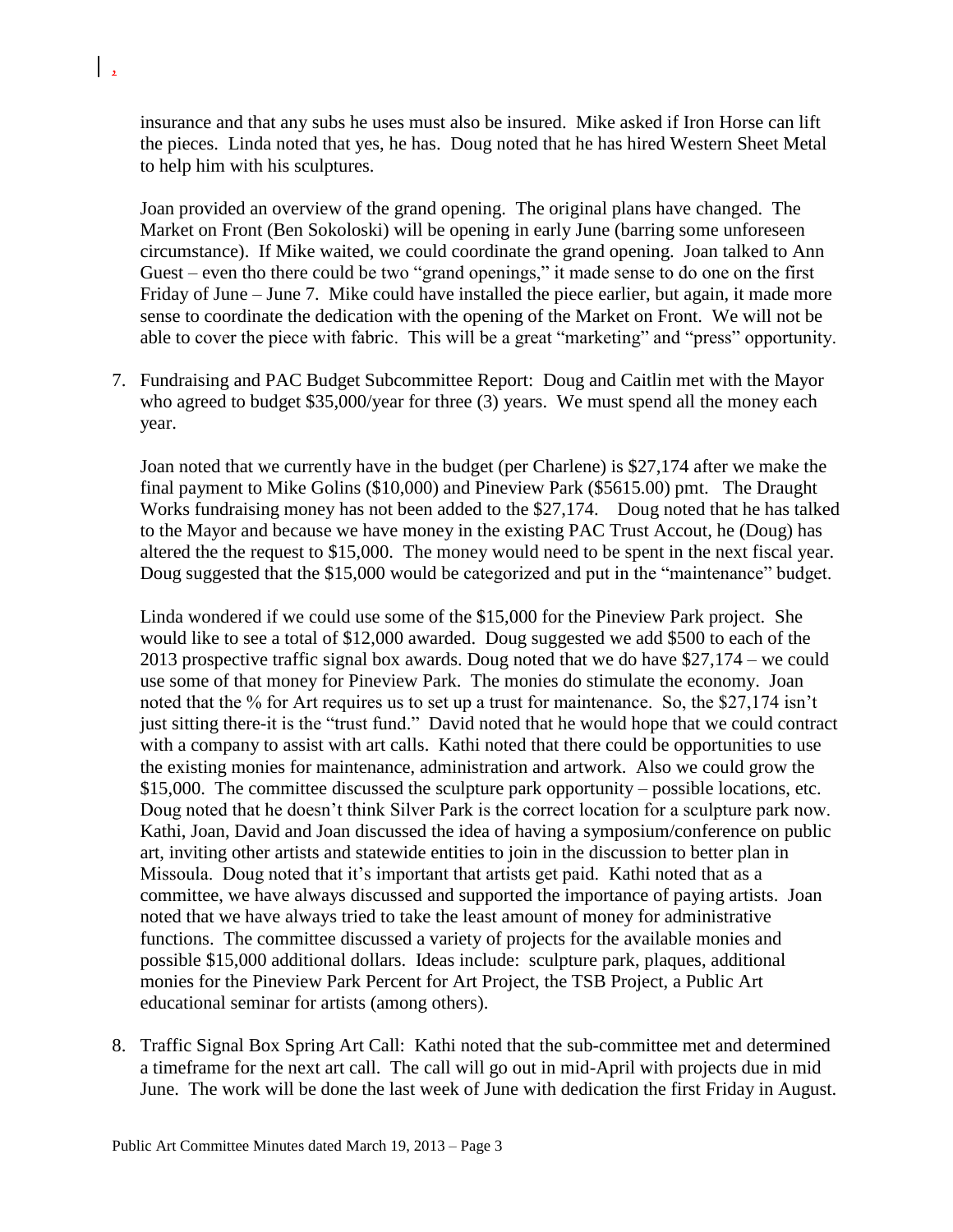insurance and that any subs he uses must also be insured. Mike asked if Iron Horse can lift the pieces. Linda noted that yes, he has. Doug noted that he has hired Western Sheet Metal to help him with his sculptures.

Joan provided an overview of the grand opening. The original plans have changed. The Market on Front (Ben Sokoloski) will be opening in early June (barring some unforeseen circumstance). If Mike waited, we could coordinate the grand opening. Joan talked to Ann Guest – even tho there could be two "grand openings," it made sense to do one on the first Friday of June – June 7. Mike could have installed the piece earlier, but again, it made more sense to coordinate the dedication with the opening of the Market on Front. We will not be able to cover the piece with fabric. This will be a great "marketing" and "press" opportunity.

7. Fundraising and PAC Budget Subcommittee Report: Doug and Caitlin met with the Mayor who agreed to budget $35,000/year for three (3) years. We must spend all the money each year.

   Joan noted that we currently have in the budget (per Charlene) is $27,174 after we make the final payment to Mike Golins ($10,000) and Pineview Park ($5615.00) pmt. The Draught Works fundraising money has not been added to the $27,174. Doug noted that he has talked to the Mayor and because we have money in the existing PAC Trust Accout, he (Doug) has altered the the request to $15,000. The money would need to be spent in the next fiscal year. Doug suggested that the $15,000 would be categorized and put in the "maintenance" budget.

   Linda wondered if we could use some of the $15,000 for the Pineview Park project. She would like to see a total of $12,000 awarded. Doug suggested we add $500 to each of the 2013 prospective traffic signal box awards. Doug noted that we do have $27,174 – we could use some of that money for Pineview Park. The monies do stimulate the economy. Joan noted that the % for Art requires us to set up a trust for maintenance. So, the $27,174 isn't just sitting there-it is the "trust fund." David noted that he would hope that we could contract with a company to assist with art calls. Kathi noted that there could be opportunities to use the existing monies for maintenance, administration and artwork. Also we could grow the $15,000. The committee discussed the sculpture park opportunity – possible locations, etc. Doug noted that he doesn't think Silver Park is the correct location for a sculpture park now. Kathi, Joan, David and Joan discussed the idea of having a symposium/conference on public art, inviting other artists and statewide entities to join in the discussion to better plan in Missoula. Doug noted that it's important that artists get paid. Kathi noted that as a committee, we have always discussed and supported the importance of paying artists. Joan noted that we have always tried to take the least amount of money for administrative functions. The committee discussed a variety of projects for the available monies and possible $15,000 additional dollars. Ideas include: sculpture park, plaques, additional monies for the Pineview Park Percent for Art Project, the TSB Project, a Public Art educational seminar for artists (among others).

8. Traffic Signal Box Spring Art Call: Kathi noted that the sub-committee met and determined a timeframe for the next art call. The call will go out in mid-April with projects due in mid June. The work will be done the last week of June with dedication the first Friday in August.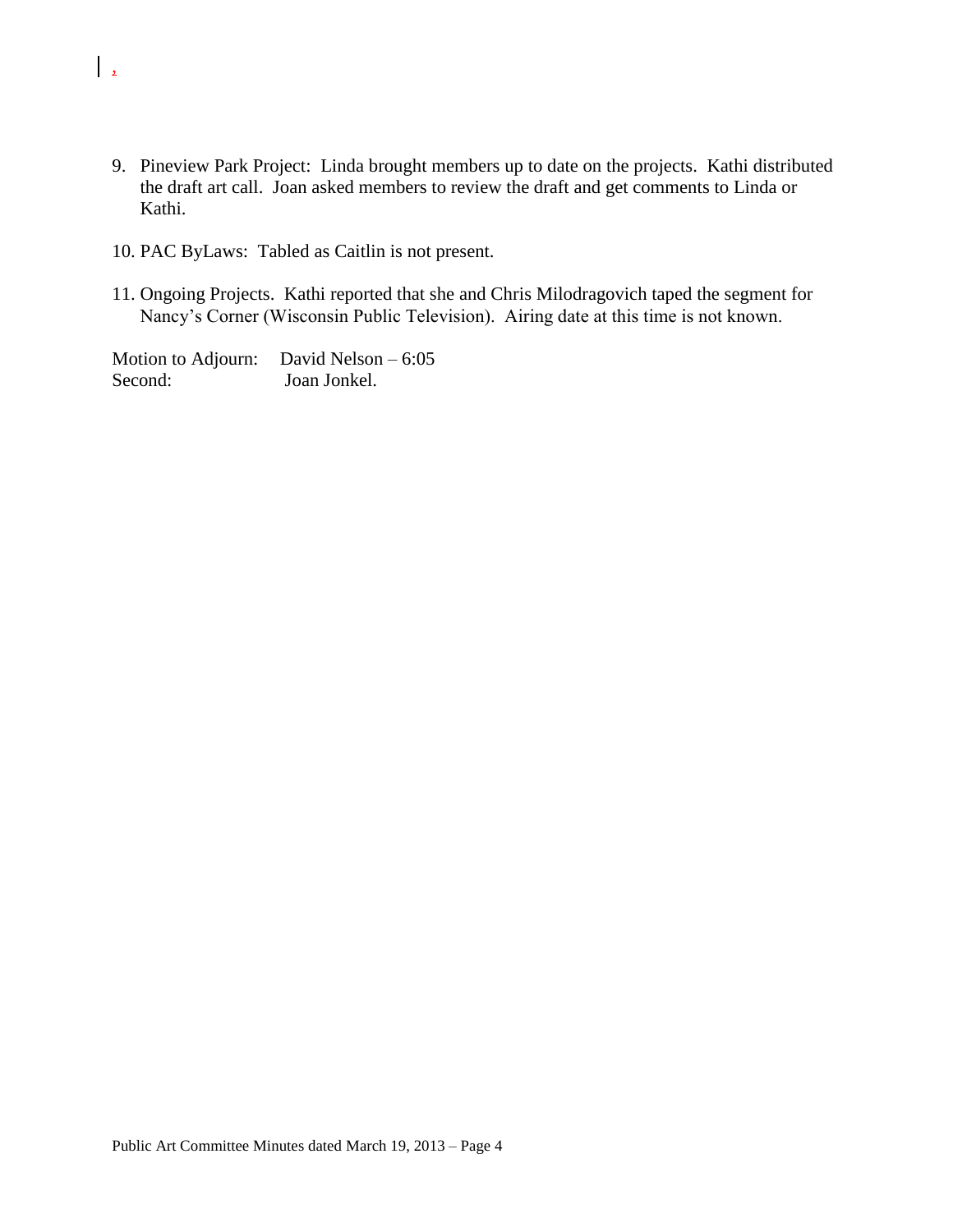9. Pineview Park Project: Linda brought members up to date on the projects. Kathi distributed the draft art call. Joan asked members to review the draft and get comments to Linda or Kathi.

10. PAC ByLaws: Tabled as Caitlin is not present.

11. Ongoing Projects. Kathi reported that she and Chris Milodragovich taped the segment for Nancy's Corner (Wisconsin Public Television). Airing date at this time is not known.

Motion to Adjourn: David Nelson – 6:05
Second: Joan Jonkel.